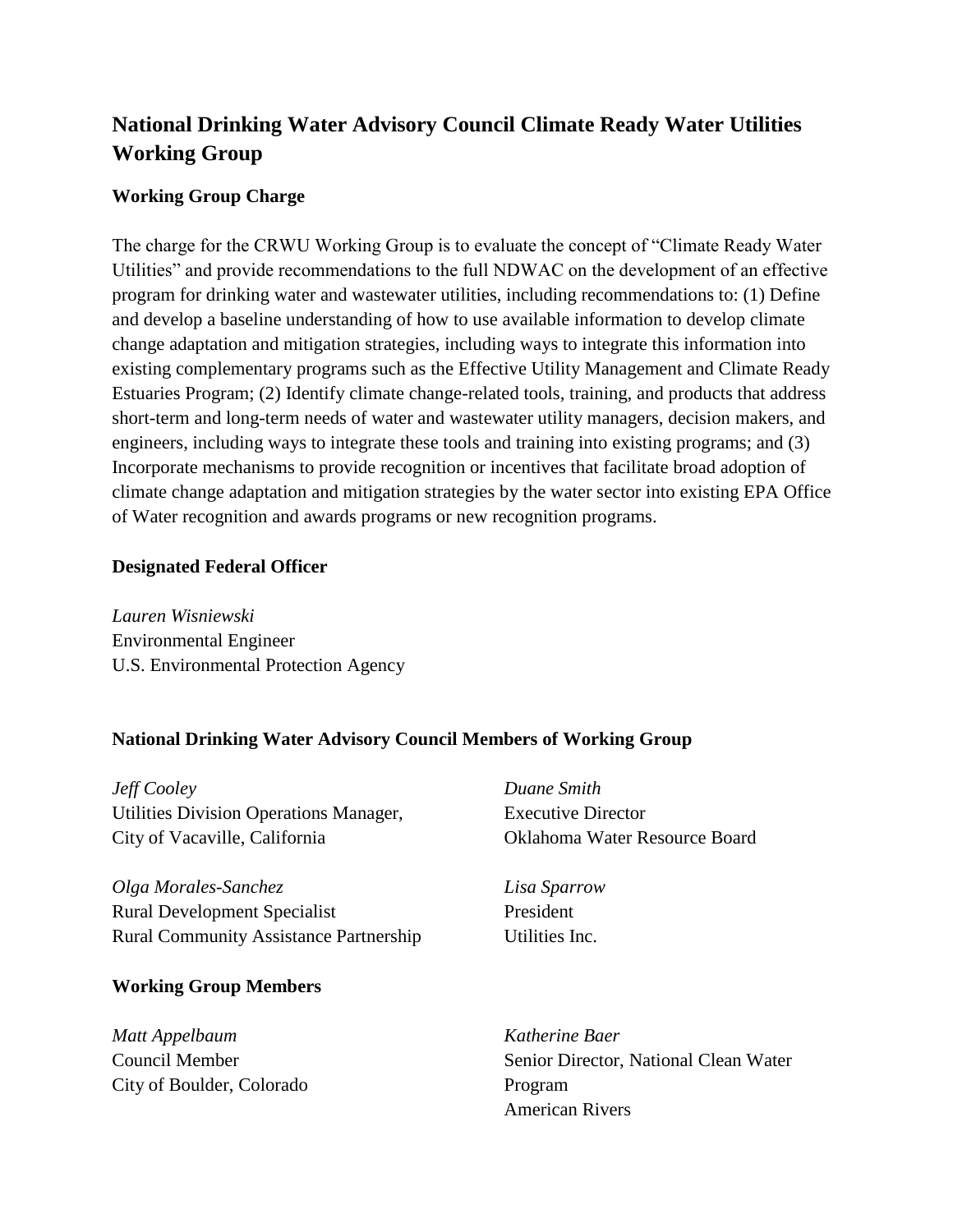# National Drinking Water Advisory Council Climate Ready Water Utilities Working Group

## Working Group Charge

The charge for the CRWU Working Group is to evaluate the concept of "Climate Ready Water Utilities" and provide recommendations to the full NDWAC on the development of an effective program for drinking water and wastewater utilities, including recommendations to: (1) Define and develop a baseline understanding of how to use available information to develop climate change adaptation and mitigation strategies, including ways to integrate this information into existing complementary programs such as the Effective Utility Management and Climate Ready Estuaries Program; (2) Identify climate change-related tools, training, and products that address short-term and long-term needs of water and wastewater utility managers, decision makers, and engineers, including ways to integrate these tools and training into existing programs; and (3) Incorporate mechanisms to provide recognition or incentives that facilitate broad adoption of climate change adaptation and mitigation strategies by the water sector into existing EPA Office of Water recognition and awards programs or new recognition programs.

## Designated Federal Officer

*Lauren Wisniewski*
Environmental Engineer
U.S. Environmental Protection Agency

## National Drinking Water Advisory Council Members of Working Group

*Jeff Cooley*
Utilities Division Operations Manager,
City of Vacaville, California

*Olga Morales-Sanchez*
Rural Development Specialist
Rural Community Assistance Partnership

*Duane Smith*
Executive Director
Oklahoma Water Resource Board

*Lisa Sparrow*
President
Utilities Inc.

## Working Group Members

*Matt Appelbaum*
Council Member
City of Boulder, Colorado

*Katherine Baer*
Senior Director, National Clean Water Program
American Rivers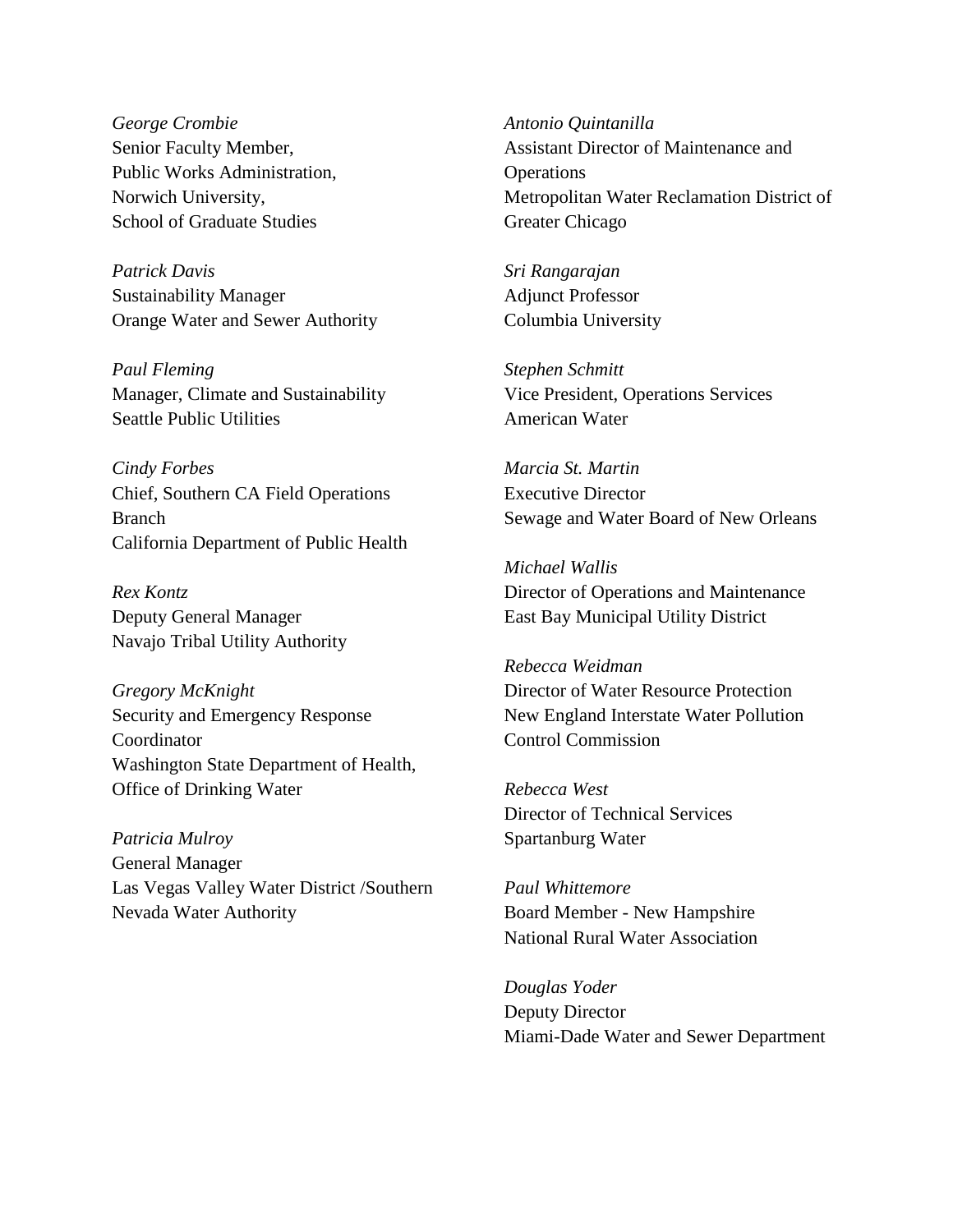*George Crombie*
Senior Faculty Member,
Public Works Administration,
Norwich University,
School of Graduate Studies

*Patrick Davis*
Sustainability Manager
Orange Water and Sewer Authority

*Paul Fleming*
Manager, Climate and Sustainability
Seattle Public Utilities

*Cindy Forbes*
Chief, Southern CA Field Operations Branch
California Department of Public Health

*Rex Kontz*
Deputy General Manager
Navajo Tribal Utility Authority

*Gregory McKnight*
Security and Emergency Response Coordinator
Washington State Department of Health, Office of Drinking Water

*Patricia Mulroy*
General Manager
Las Vegas Valley Water District /Southern Nevada Water Authority

*Antonio Quintanilla*
Assistant Director of Maintenance and Operations
Metropolitan Water Reclamation District of Greater Chicago

*Sri Rangarajan*
Adjunct Professor
Columbia University

*Stephen Schmitt*
Vice President, Operations Services
American Water

*Marcia St. Martin*
Executive Director
Sewage and Water Board of New Orleans

*Michael Wallis*
Director of Operations and Maintenance
East Bay Municipal Utility District

*Rebecca Weidman*
Director of Water Resource Protection
New England Interstate Water Pollution Control Commission

*Rebecca West*
Director of Technical Services
Spartanburg Water

*Paul Whittemore*
Board Member - New Hampshire
National Rural Water Association

*Douglas Yoder*
Deputy Director
Miami-Dade Water and Sewer Department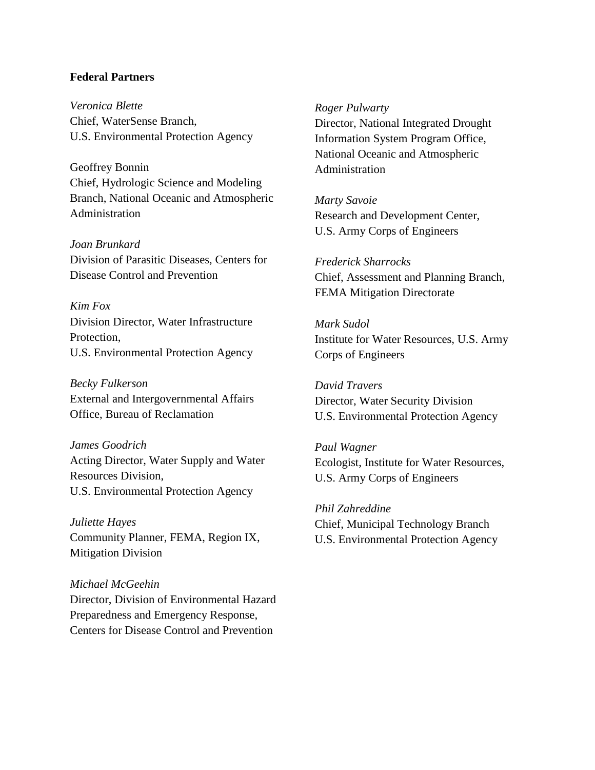**Federal Partners**

*Veronica Blette*
Chief, WaterSense Branch,
U.S. Environmental Protection Agency

Geoffrey Bonnin
Chief, Hydrologic Science and Modeling Branch, National Oceanic and Atmospheric Administration

*Joan Brunkard*
Division of Parasitic Diseases, Centers for Disease Control and Prevention

*Kim Fox*
Division Director, Water Infrastructure Protection,
U.S. Environmental Protection Agency

*Becky Fulkerson*
External and Intergovernmental Affairs Office, Bureau of Reclamation

*James Goodrich*
Acting Director, Water Supply and Water Resources Division,
U.S. Environmental Protection Agency

*Juliette Hayes*
Community Planner, FEMA, Region IX, Mitigation Division

*Michael McGeehin*
Director, Division of Environmental Hazard Preparedness and Emergency Response, Centers for Disease Control and Prevention

*Roger Pulwarty*
Director, National Integrated Drought Information System Program Office, National Oceanic and Atmospheric Administration

*Marty Savoie*
Research and Development Center,
U.S. Army Corps of Engineers

*Frederick Sharrocks*
Chief, Assessment and Planning Branch,
FEMA Mitigation Directorate

*Mark Sudol*
Institute for Water Resources, U.S. Army Corps of Engineers

*David Travers*
Director, Water Security Division
U.S. Environmental Protection Agency

*Paul Wagner*
Ecologist, Institute for Water Resources,
U.S. Army Corps of Engineers

*Phil Zahreddine*
Chief, Municipal Technology Branch
U.S. Environmental Protection Agency